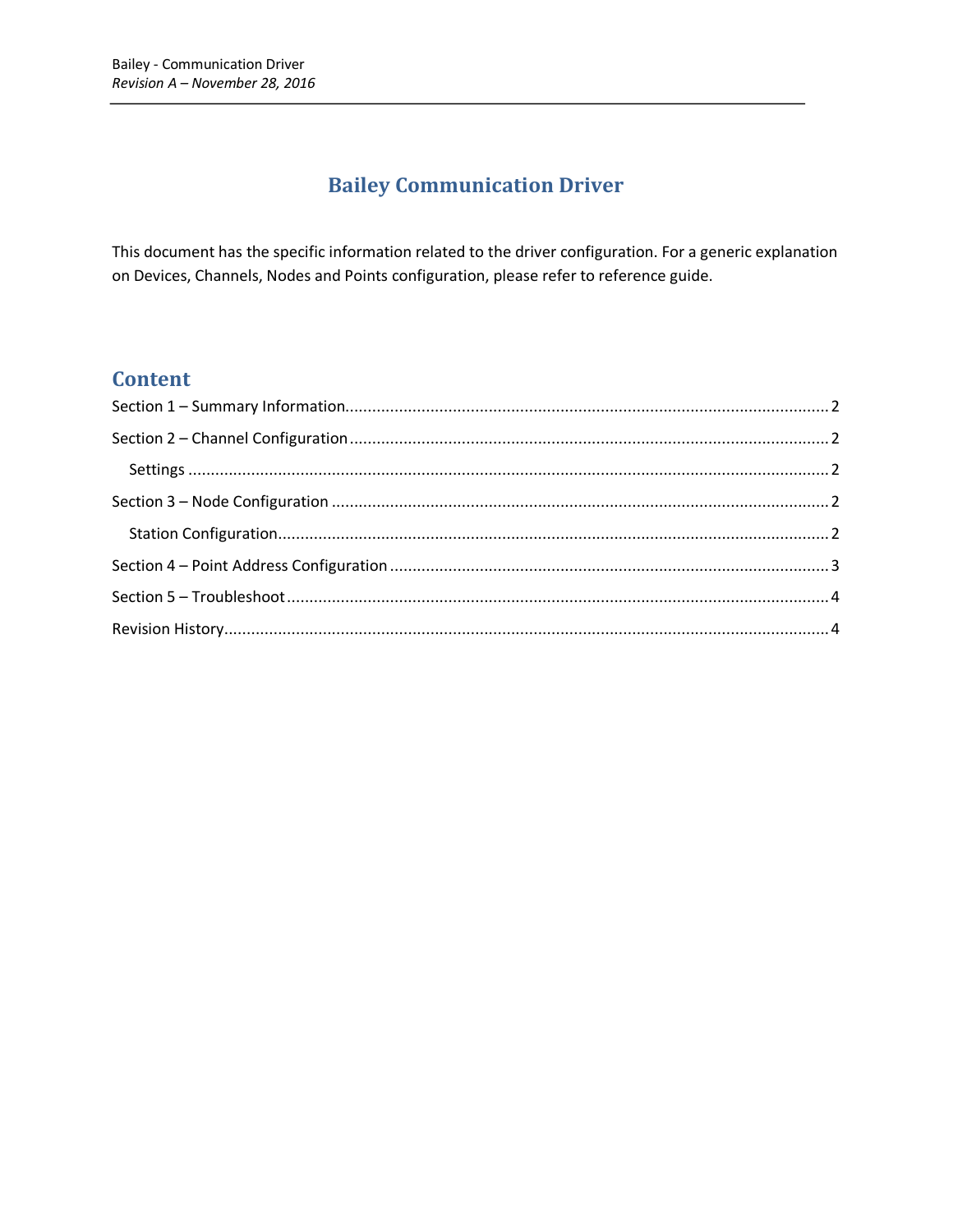# Bailey Communication Driver

This document has the specific information related to the driver configuration. For a generic explanation on Devices, Channels, Nodes and Points configuration, please refer to reference guide.

## Content

Section 1 – Summary Information........................................................................................................ 2

Section 2 – Channel Configuration....................................................................................................... 2

  Settings ........................................................................................................................................... 2

Section 3 – Node Configuration ............................................................................................................ 2

  Station Configuration........................................................................................................................ 2

Section 4 – Point Address Configuration ............................................................................................... 3

Section 5 – Troubleshoot ...................................................................................................................... 4

Revision History..................................................................................................................................... 4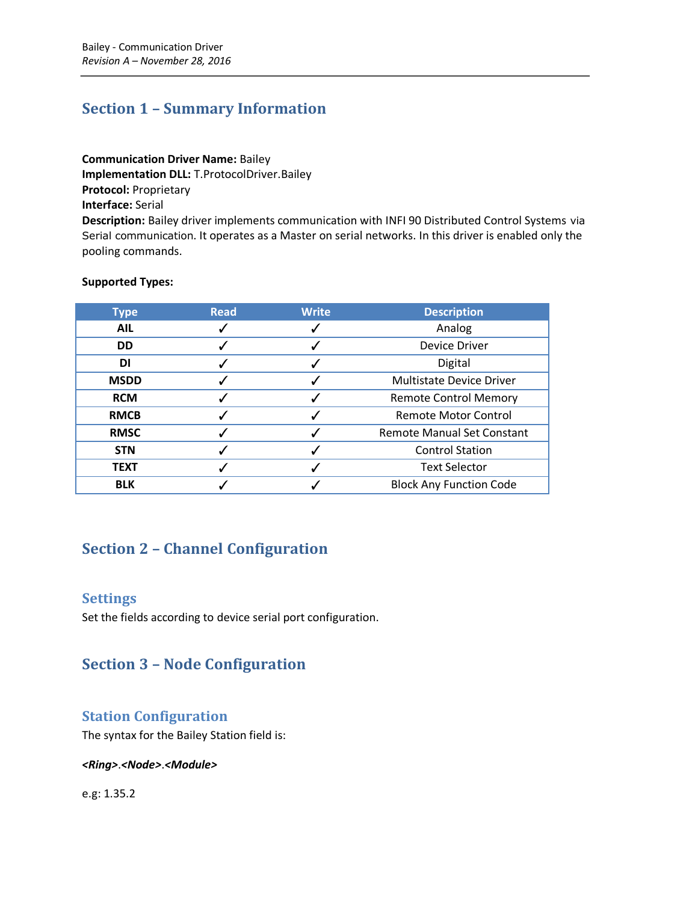## Section 1 – Summary Information

**Communication Driver Name:** Bailey
**Implementation DLL:** T.ProtocolDriver.Bailey
**Protocol:** Proprietary
**Interface:** Serial
**Description:** Bailey driver implements communication with INFI 90 Distributed Control Systems via Serial communication. It operates as a Master on serial networks. In this driver is enabled only the pooling commands.

**Supported Types:**

| Type | Read | Write | Description |
|---|---|---|---|
| **AIL** | ✓ | ✓ | Analog |
| **DD** | ✓ | ✓ | Device Driver |
| **DI** | ✓ | ✓ | Digital |
| **MSDD** | ✓ | ✓ | Multistate Device Driver |
| **RCM** | ✓ | ✓ | Remote Control Memory |
| **RMCB** | ✓ | ✓ | Remote Motor Control |
| **RMSC** | ✓ | ✓ | Remote Manual Set Constant |
| **STN** | ✓ | ✓ | Control Station |
| **TEXT** | ✓ | ✓ | Text Selector |
| **BLK** | ✓ | ✓ | Block Any Function Code |

## Section 2 – Channel Configuration

### Settings

Set the fields according to device serial port configuration.

## Section 3 – Node Configuration

### Station Configuration

The syntax for the Bailey Station field is:

***<Ring>.<Node>.<Module>***

e.g: 1.35.2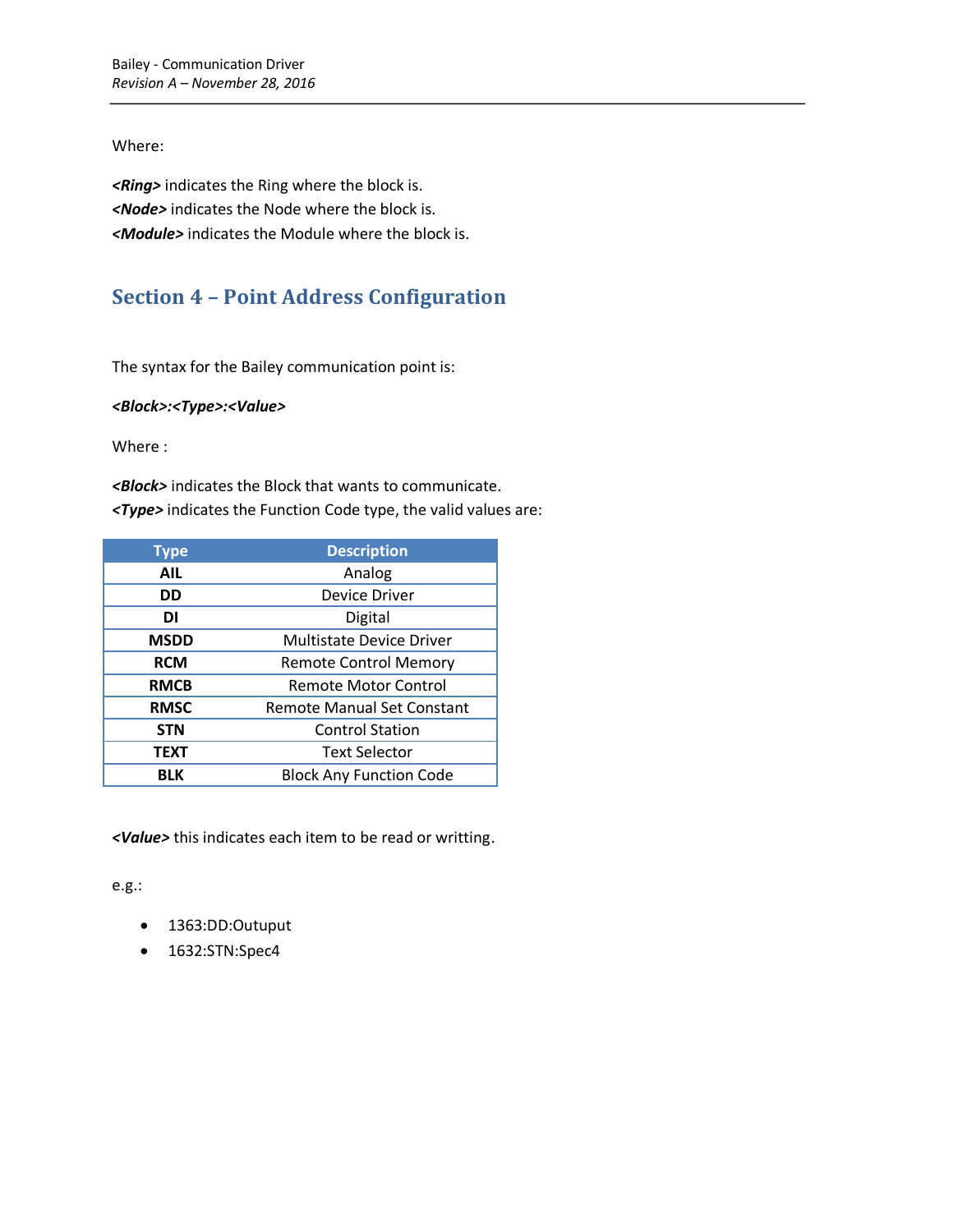Where:

***<Ring>*** indicates the Ring where the block is.
***<Node>*** indicates the Node where the block is.
***<Module>*** indicates the Module where the block is.

## Section 4 – Point Address Configuration

The syntax for the Bailey communication point is:

***<Block>:<Type>:<Value>***

Where :

***<Block>*** indicates the Block that wants to communicate.
***<Type>*** indicates the Function Code type, the valid values are:

| Type | Description |
| --- | --- |
| **AIL** | Analog |
| **DD** | Device Driver |
| **DI** | Digital |
| **MSDD** | Multistate Device Driver |
| **RCM** | Remote Control Memory |
| **RMCB** | Remote Motor Control |
| **RMSC** | Remote Manual Set Constant |
| **STN** | Control Station |
| **TEXT** | Text Selector |
| **BLK** | Block Any Function Code |

***<Value>*** this indicates each item to be read or writting.

e.g.:

- 1363:DD:Outuput
- 1632:STN:Spec4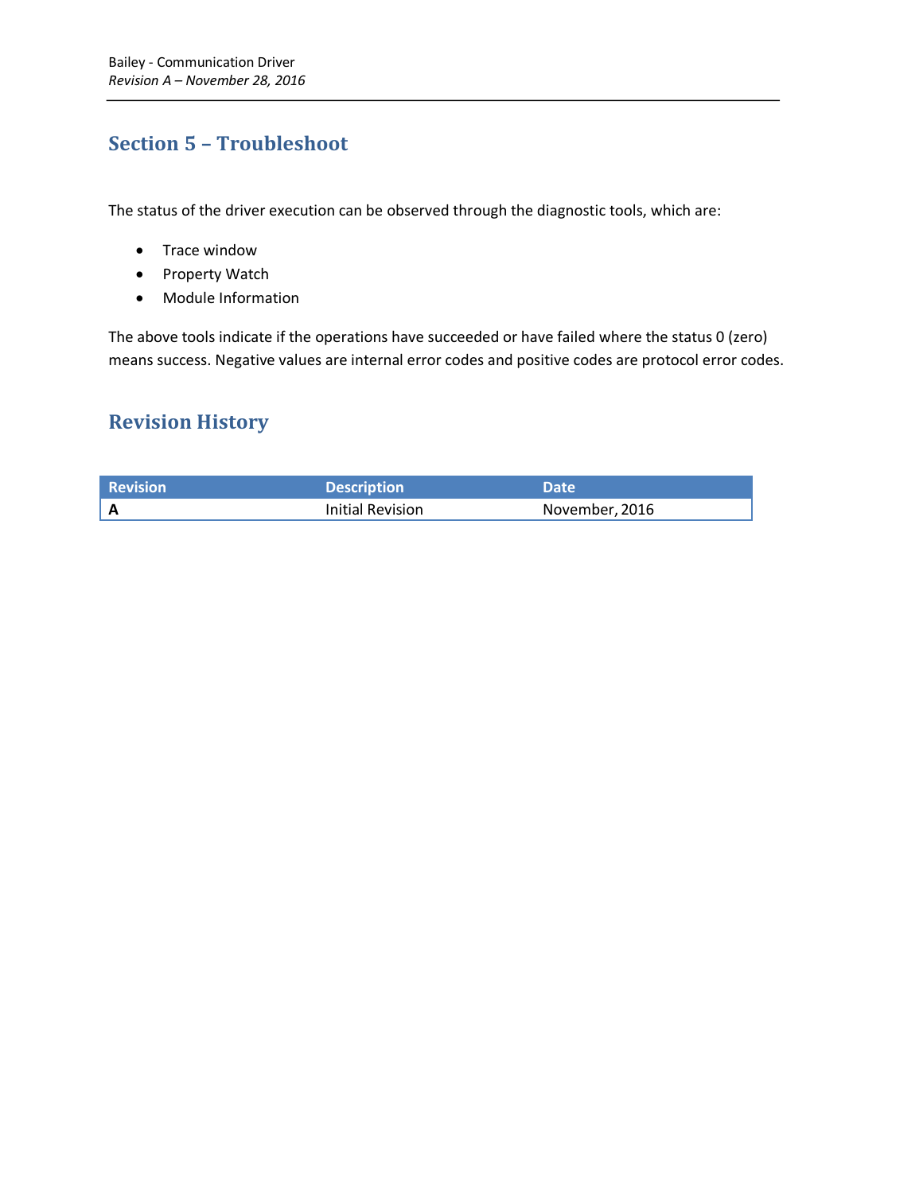# Section 5 – Troubleshoot

The status of the driver execution can be observed through the diagnostic tools, which are:

- Trace window
- Property Watch
- Module Information

The above tools indicate if the operations have succeeded or have failed where the status 0 (zero) means success. Negative values are internal error codes and positive codes are protocol error codes.

## Revision History

| Revision | Description | Date |
| --- | --- | --- |
| **A** | Initial Revision | November, 2016 |